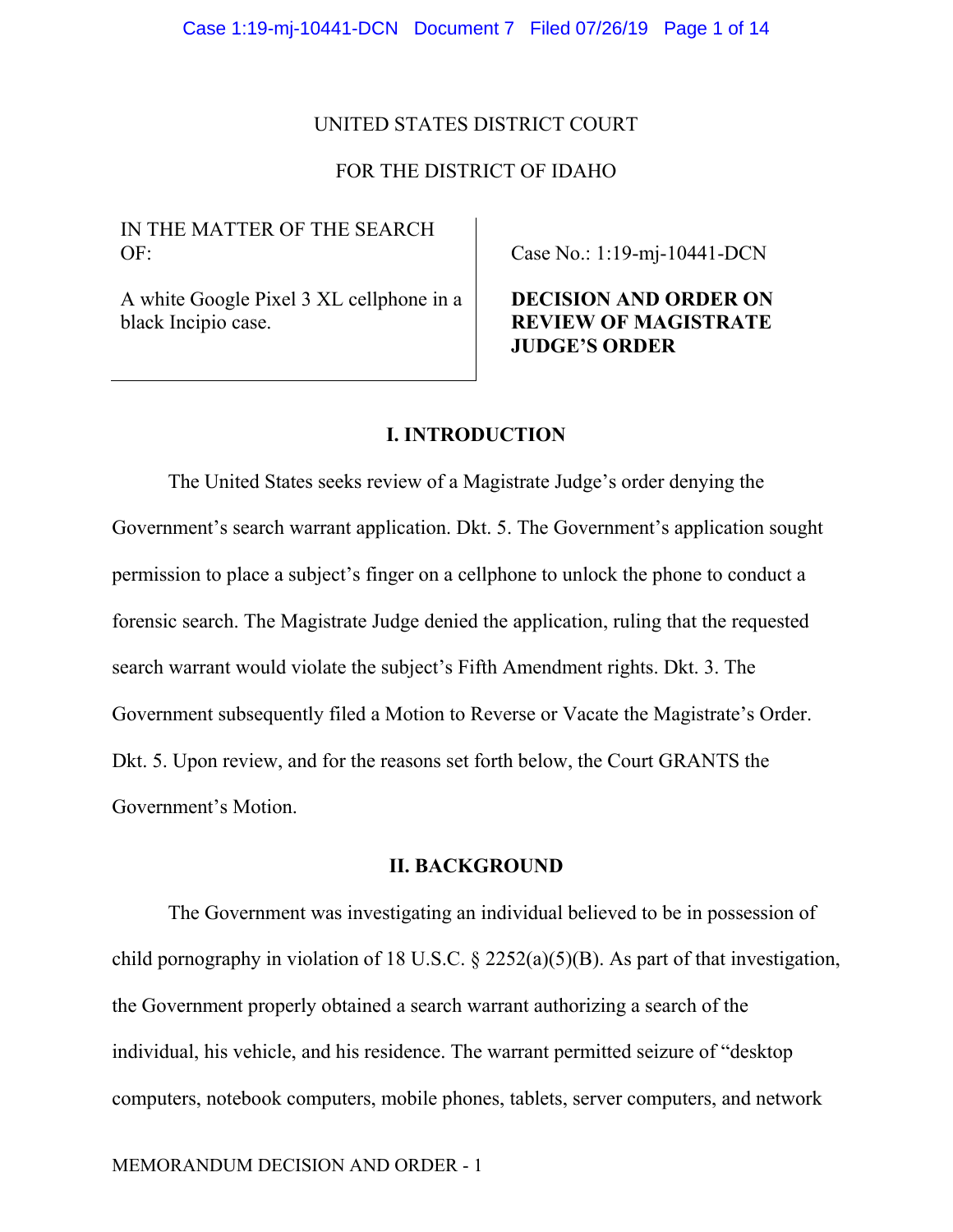UNITED STATES DISTRICT COURT

FOR THE DISTRICT OF IDAHO

| IN THE MATTER OF THE SEARCH OF: | Case No.: 1:19-mj-10441-DCN |
| --- | --- |
| A white Google Pixel 3 XL cellphone in a black Incipio case. | **DECISION AND ORDER ON REVIEW OF MAGISTRATE JUDGE'S ORDER** |

## I. INTRODUCTION

The United States seeks review of a Magistrate Judge's order denying the Government's search warrant application. Dkt. 5. The Government's application sought permission to place a subject's finger on a cellphone to unlock the phone to conduct a forensic search. The Magistrate Judge denied the application, ruling that the requested search warrant would violate the subject's Fifth Amendment rights. Dkt. 3. The Government subsequently filed a Motion to Reverse or Vacate the Magistrate's Order. Dkt. 5. Upon review, and for the reasons set forth below, the Court GRANTS the Government's Motion.

## II. BACKGROUND

The Government was investigating an individual believed to be in possession of child pornography in violation of 18 U.S.C. § 2252(a)(5)(B). As part of that investigation, the Government properly obtained a search warrant authorizing a search of the individual, his vehicle, and his residence. The warrant permitted seizure of "desktop computers, notebook computers, mobile phones, tablets, server computers, and network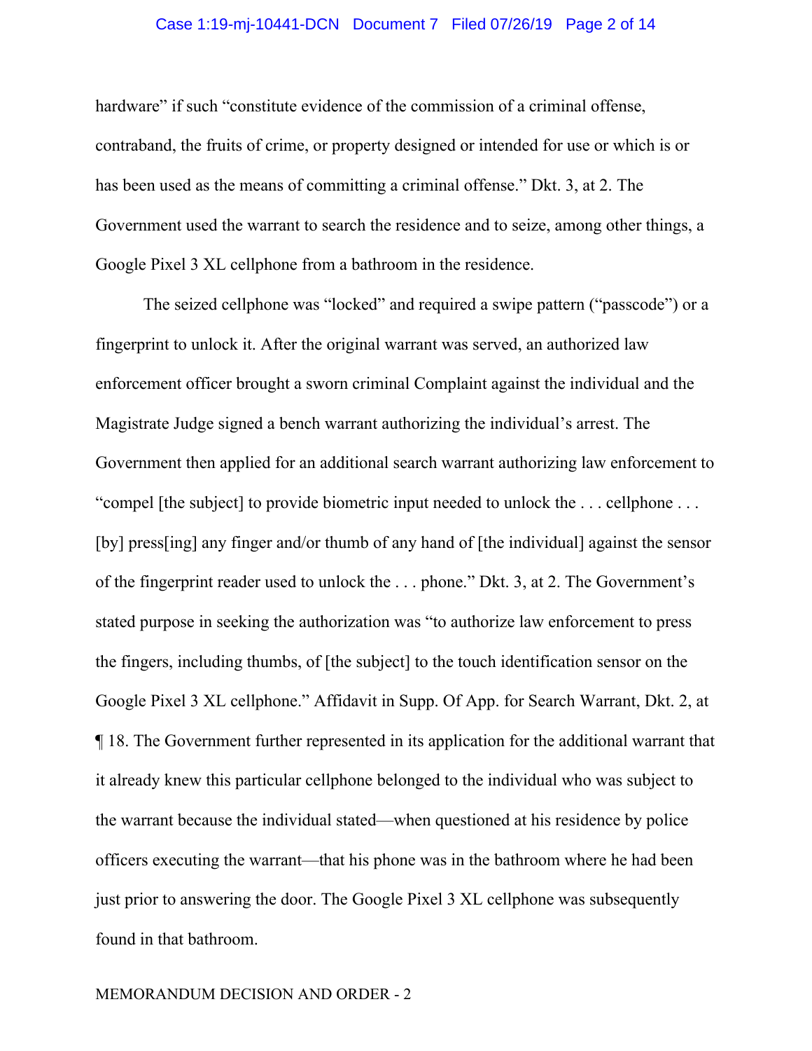hardware" if such "constitute evidence of the commission of a criminal offense, contraband, the fruits of crime, or property designed or intended for use or which is or has been used as the means of committing a criminal offense." Dkt. 3, at 2. The Government used the warrant to search the residence and to seize, among other things, a Google Pixel 3 XL cellphone from a bathroom in the residence.

The seized cellphone was "locked" and required a swipe pattern ("passcode") or a fingerprint to unlock it. After the original warrant was served, an authorized law enforcement officer brought a sworn criminal Complaint against the individual and the Magistrate Judge signed a bench warrant authorizing the individual's arrest. The Government then applied for an additional search warrant authorizing law enforcement to "compel [the subject] to provide biometric input needed to unlock the . . . cellphone . . . [by] press[ing] any finger and/or thumb of any hand of [the individual] against the sensor of the fingerprint reader used to unlock the . . . phone." Dkt. 3, at 2. The Government's stated purpose in seeking the authorization was "to authorize law enforcement to press the fingers, including thumbs, of [the subject] to the touch identification sensor on the Google Pixel 3 XL cellphone." Affidavit in Supp. Of App. for Search Warrant, Dkt. 2, at ¶ 18. The Government further represented in its application for the additional warrant that it already knew this particular cellphone belonged to the individual who was subject to the warrant because the individual stated—when questioned at his residence by police officers executing the warrant—that his phone was in the bathroom where he had been just prior to answering the door. The Google Pixel 3 XL cellphone was subsequently found in that bathroom.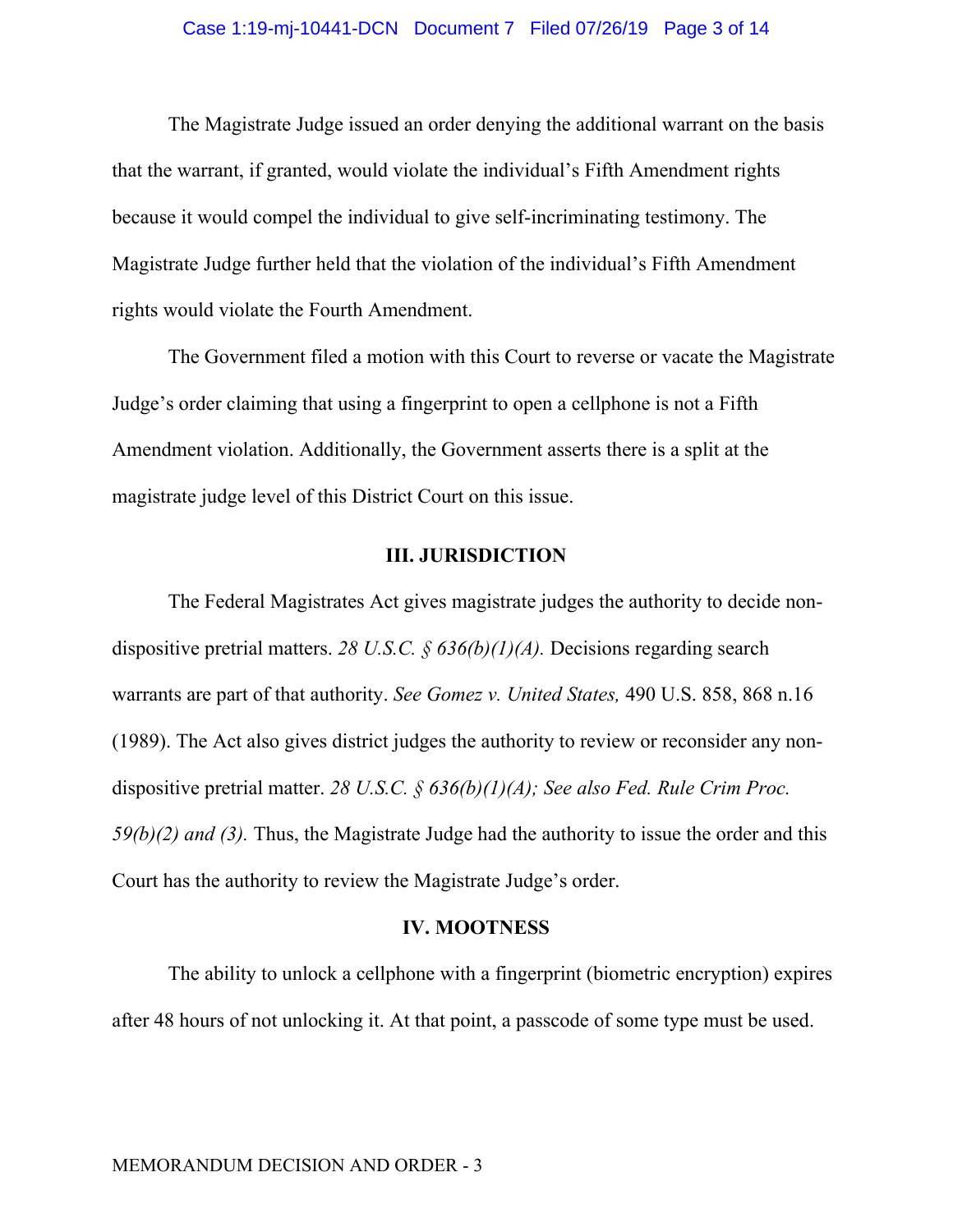The Magistrate Judge issued an order denying the additional warrant on the basis that the warrant, if granted, would violate the individual's Fifth Amendment rights because it would compel the individual to give self-incriminating testimony. The Magistrate Judge further held that the violation of the individual's Fifth Amendment rights would violate the Fourth Amendment.

The Government filed a motion with this Court to reverse or vacate the Magistrate Judge's order claiming that using a fingerprint to open a cellphone is not a Fifth Amendment violation. Additionally, the Government asserts there is a split at the magistrate judge level of this District Court on this issue.

## III. JURISDICTION

The Federal Magistrates Act gives magistrate judges the authority to decide non-dispositive pretrial matters. *28 U.S.C. § 636(b)(1)(A).* Decisions regarding search warrants are part of that authority. *See Gomez v. United States,* 490 U.S. 858, 868 n.16 (1989). The Act also gives district judges the authority to review or reconsider any non-dispositive pretrial matter. *28 U.S.C. § 636(b)(1)(A); See also Fed. Rule Crim Proc. 59(b)(2) and (3).* Thus, the Magistrate Judge had the authority to issue the order and this Court has the authority to review the Magistrate Judge's order.

## IV. MOOTNESS

The ability to unlock a cellphone with a fingerprint (biometric encryption) expires after 48 hours of not unlocking it. At that point, a passcode of some type must be used.

MEMORANDUM DECISION AND ORDER - 3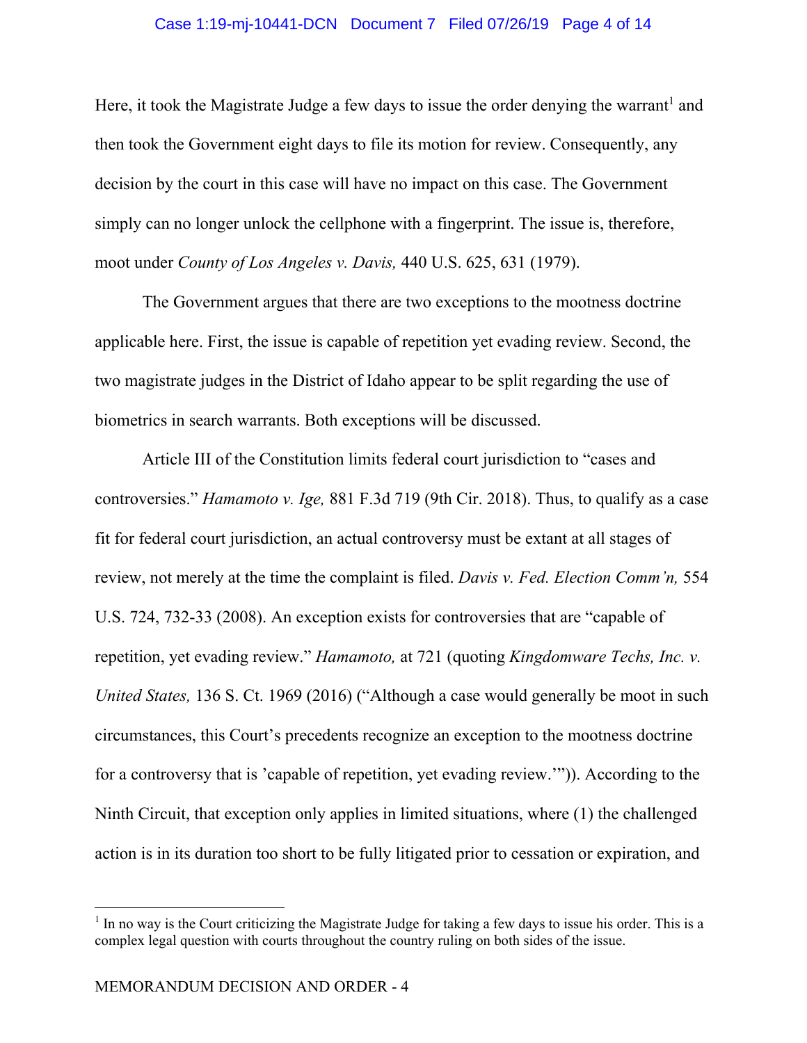Here, it took the Magistrate Judge a few days to issue the order denying the warrant[1] and then took the Government eight days to file its motion for review. Consequently, any decision by the court in this case will have no impact on this case. The Government simply can no longer unlock the cellphone with a fingerprint. The issue is, therefore, moot under *County of Los Angeles v. Davis,* 440 U.S. 625, 631 (1979).

The Government argues that there are two exceptions to the mootness doctrine applicable here. First, the issue is capable of repetition yet evading review. Second, the two magistrate judges in the District of Idaho appear to be split regarding the use of biometrics in search warrants. Both exceptions will be discussed.

Article III of the Constitution limits federal court jurisdiction to "cases and controversies." *Hamamoto v. Ige,* 881 F.3d 719 (9th Cir. 2018). Thus, to qualify as a case fit for federal court jurisdiction, an actual controversy must be extant at all stages of review, not merely at the time the complaint is filed. *Davis v. Fed. Election Comm'n,* 554 U.S. 724, 732-33 (2008). An exception exists for controversies that are "capable of repetition, yet evading review." *Hamamoto,* at 721 (quoting *Kingdomware Techs, Inc. v. United States,* 136 S. Ct. 1969 (2016) ("Although a case would generally be moot in such circumstances, this Court's precedents recognize an exception to the mootness doctrine for a controversy that is 'capable of repetition, yet evading review.'")). According to the Ninth Circuit, that exception only applies in limited situations, where (1) the challenged action is in its duration too short to be fully litigated prior to cessation or expiration, and

[1] In no way is the Court criticizing the Magistrate Judge for taking a few days to issue his order. This is a complex legal question with courts throughout the country ruling on both sides of the issue.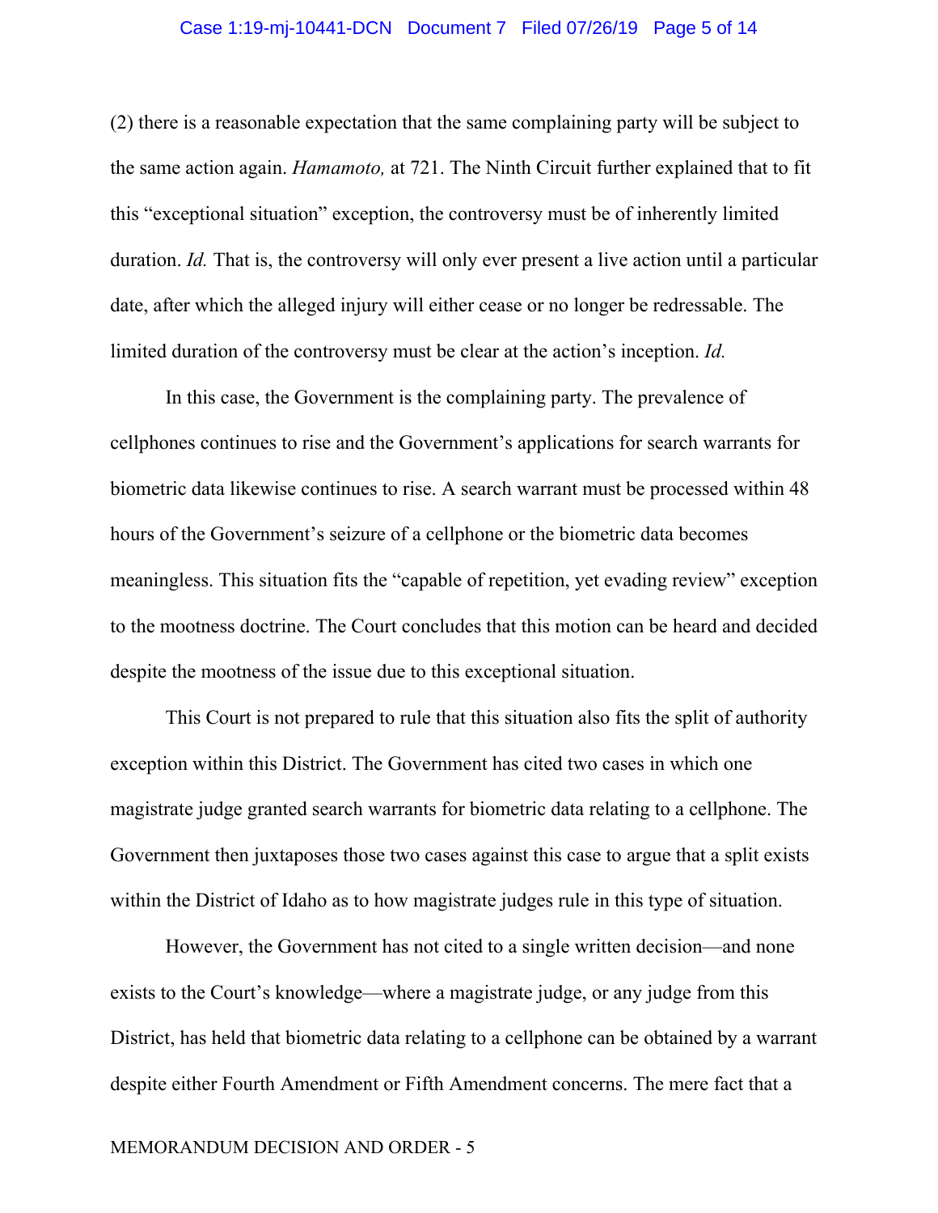(2) there is a reasonable expectation that the same complaining party will be subject to the same action again. *Hamamoto,* at 721. The Ninth Circuit further explained that to fit this "exceptional situation" exception, the controversy must be of inherently limited duration. *Id.* That is, the controversy will only ever present a live action until a particular date, after which the alleged injury will either cease or no longer be redressable. The limited duration of the controversy must be clear at the action's inception. *Id.*

In this case, the Government is the complaining party. The prevalence of cellphones continues to rise and the Government's applications for search warrants for biometric data likewise continues to rise. A search warrant must be processed within 48 hours of the Government's seizure of a cellphone or the biometric data becomes meaningless. This situation fits the "capable of repetition, yet evading review" exception to the mootness doctrine. The Court concludes that this motion can be heard and decided despite the mootness of the issue due to this exceptional situation.

This Court is not prepared to rule that this situation also fits the split of authority exception within this District. The Government has cited two cases in which one magistrate judge granted search warrants for biometric data relating to a cellphone. The Government then juxtaposes those two cases against this case to argue that a split exists within the District of Idaho as to how magistrate judges rule in this type of situation.

However, the Government has not cited to a single written decision—and none exists to the Court's knowledge—where a magistrate judge, or any judge from this District, has held that biometric data relating to a cellphone can be obtained by a warrant despite either Fourth Amendment or Fifth Amendment concerns. The mere fact that a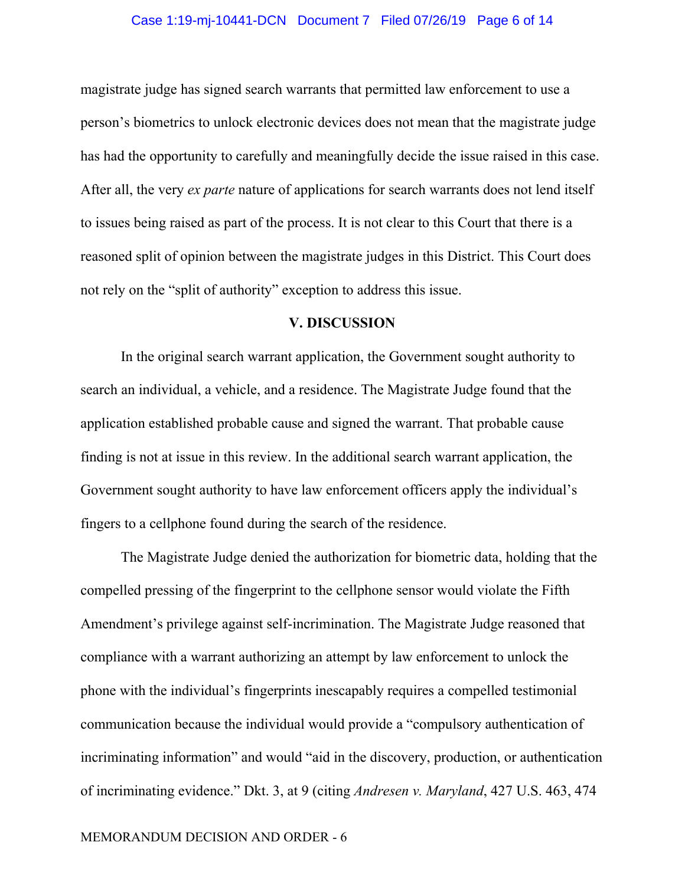magistrate judge has signed search warrants that permitted law enforcement to use a person's biometrics to unlock electronic devices does not mean that the magistrate judge has had the opportunity to carefully and meaningfully decide the issue raised in this case. After all, the very *ex parte* nature of applications for search warrants does not lend itself to issues being raised as part of the process. It is not clear to this Court that there is a reasoned split of opinion between the magistrate judges in this District. This Court does not rely on the "split of authority" exception to address this issue.

## V. DISCUSSION

In the original search warrant application, the Government sought authority to search an individual, a vehicle, and a residence. The Magistrate Judge found that the application established probable cause and signed the warrant. That probable cause finding is not at issue in this review. In the additional search warrant application, the Government sought authority to have law enforcement officers apply the individual's fingers to a cellphone found during the search of the residence.

The Magistrate Judge denied the authorization for biometric data, holding that the compelled pressing of the fingerprint to the cellphone sensor would violate the Fifth Amendment's privilege against self-incrimination. The Magistrate Judge reasoned that compliance with a warrant authorizing an attempt by law enforcement to unlock the phone with the individual's fingerprints inescapably requires a compelled testimonial communication because the individual would provide a "compulsory authentication of incriminating information" and would "aid in the discovery, production, or authentication of incriminating evidence." Dkt. 3, at 9 (citing *Andresen v. Maryland*, 427 U.S. 463, 474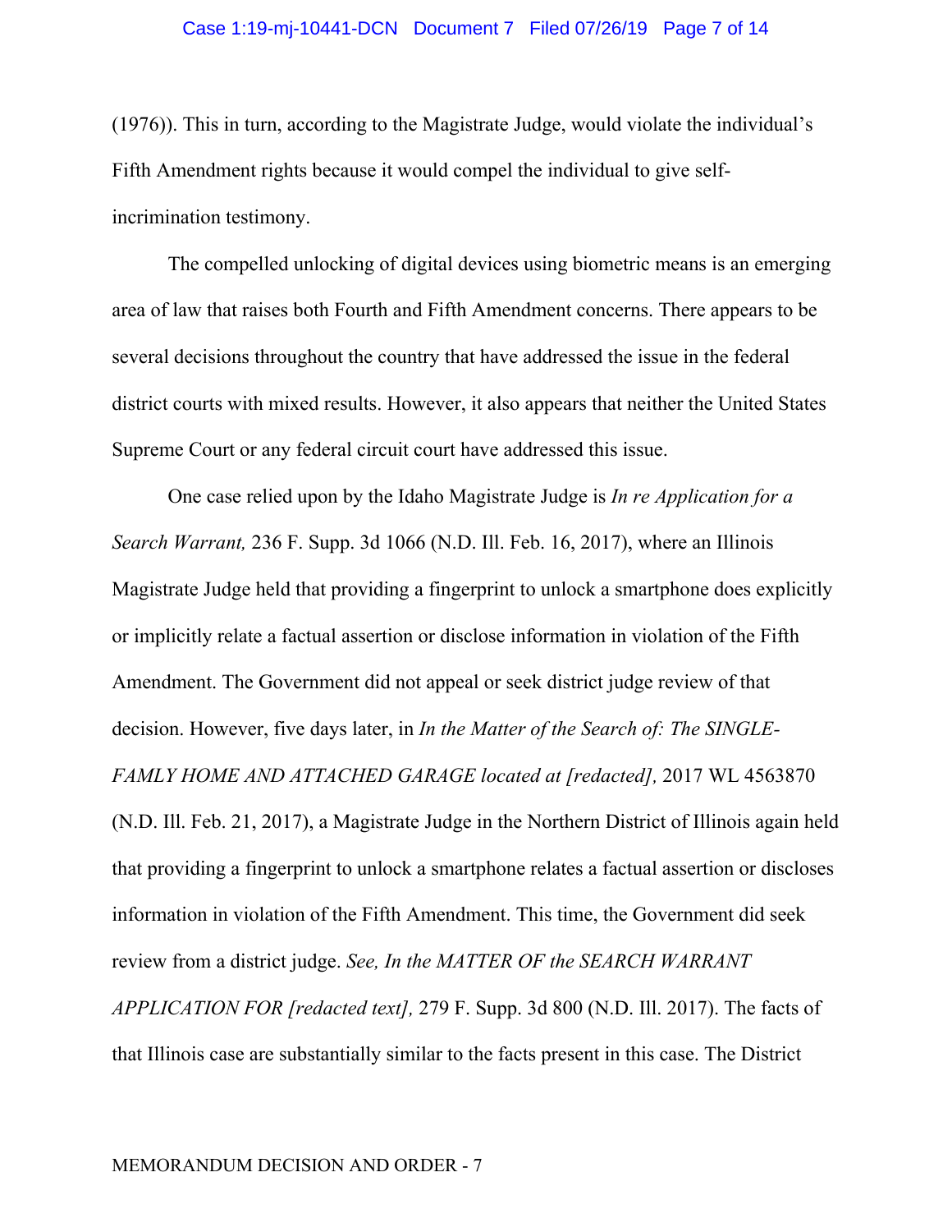(1976)). This in turn, according to the Magistrate Judge, would violate the individual's Fifth Amendment rights because it would compel the individual to give self-incrimination testimony.

The compelled unlocking of digital devices using biometric means is an emerging area of law that raises both Fourth and Fifth Amendment concerns. There appears to be several decisions throughout the country that have addressed the issue in the federal district courts with mixed results. However, it also appears that neither the United States Supreme Court or any federal circuit court have addressed this issue.

One case relied upon by the Idaho Magistrate Judge is *In re Application for a Search Warrant,* 236 F. Supp. 3d 1066 (N.D. Ill. Feb. 16, 2017), where an Illinois Magistrate Judge held that providing a fingerprint to unlock a smartphone does explicitly or implicitly relate a factual assertion or disclose information in violation of the Fifth Amendment. The Government did not appeal or seek district judge review of that decision. However, five days later, in *In the Matter of the Search of: The SINGLE-FAMLY HOME AND ATTACHED GARAGE located at [redacted],* 2017 WL 4563870 (N.D. Ill. Feb. 21, 2017), a Magistrate Judge in the Northern District of Illinois again held that providing a fingerprint to unlock a smartphone relates a factual assertion or discloses information in violation of the Fifth Amendment. This time, the Government did seek review from a district judge. *See, In the MATTER OF the SEARCH WARRANT APPLICATION FOR [redacted text],* 279 F. Supp. 3d 800 (N.D. Ill. 2017). The facts of that Illinois case are substantially similar to the facts present in this case. The District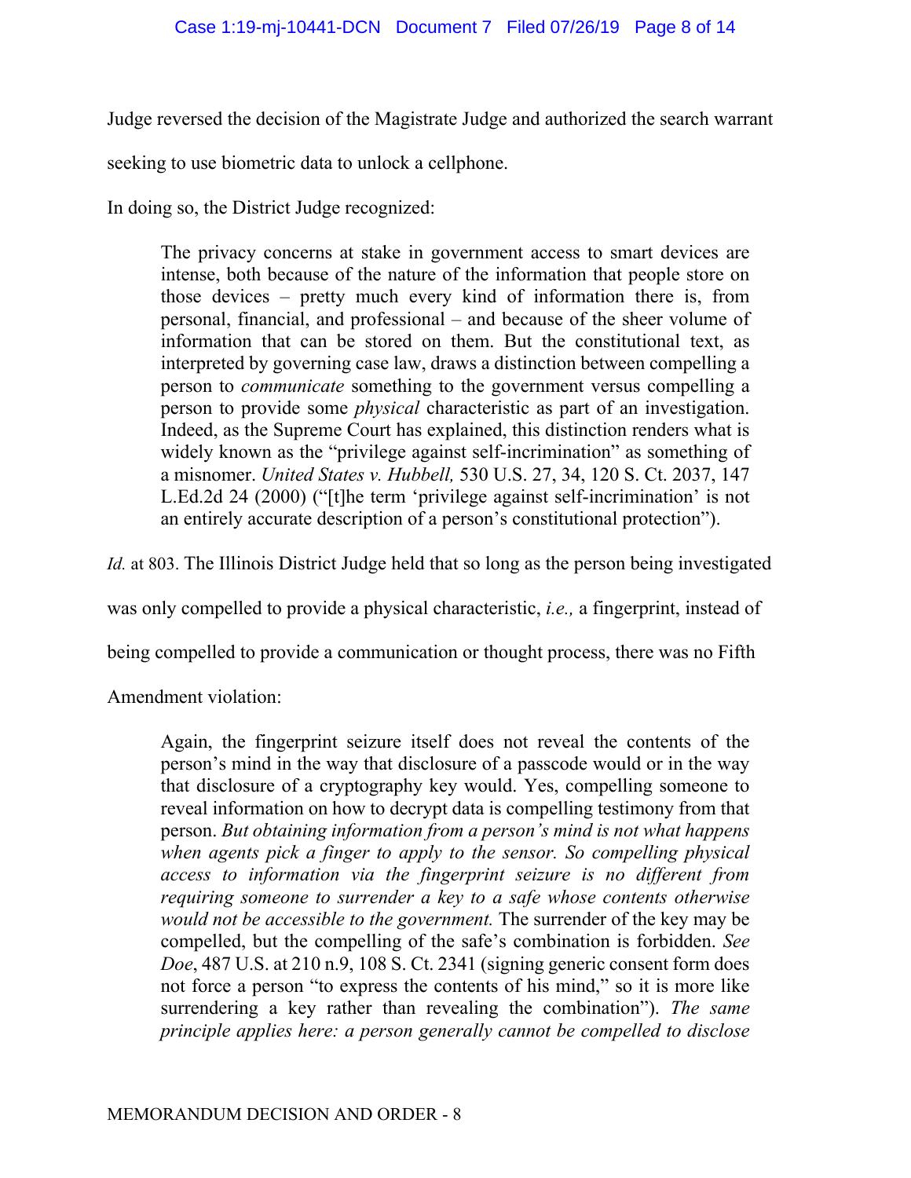Judge reversed the decision of the Magistrate Judge and authorized the search warrant seeking to use biometric data to unlock a cellphone.

In doing so, the District Judge recognized:

> The privacy concerns at stake in government access to smart devices are intense, both because of the nature of the information that people store on those devices – pretty much every kind of information there is, from personal, financial, and professional – and because of the sheer volume of information that can be stored on them. But the constitutional text, as interpreted by governing case law, draws a distinction between compelling a person to *communicate* something to the government versus compelling a person to provide some *physical* characteristic as part of an investigation. Indeed, as the Supreme Court has explained, this distinction renders what is widely known as the "privilege against self-incrimination" as something of a misnomer. *United States v. Hubbell,* 530 U.S. 27, 34, 120 S. Ct. 2037, 147 L.Ed.2d 24 (2000) ("[t]he term 'privilege against self-incrimination' is not an entirely accurate description of a person's constitutional protection").

*Id.* at 803. The Illinois District Judge held that so long as the person being investigated was only compelled to provide a physical characteristic, *i.e.,* a fingerprint, instead of being compelled to provide a communication or thought process, there was no Fifth Amendment violation:

> Again, the fingerprint seizure itself does not reveal the contents of the person's mind in the way that disclosure of a passcode would or in the way that disclosure of a cryptography key would. Yes, compelling someone to reveal information on how to decrypt data is compelling testimony from that person. *But obtaining information from a person's mind is not what happens when agents pick a finger to apply to the sensor. So compelling physical access to information via the fingerprint seizure is no different from requiring someone to surrender a key to a safe whose contents otherwise would not be accessible to the government.* The surrender of the key may be compelled, but the compelling of the safe's combination is forbidden. *See Doe*, 487 U.S. at 210 n.9, 108 S. Ct. 2341 (signing generic consent form does not force a person "to express the contents of his mind," so it is more like surrendering a key rather than revealing the combination"). *The same principle applies here: a person generally cannot be compelled to disclose*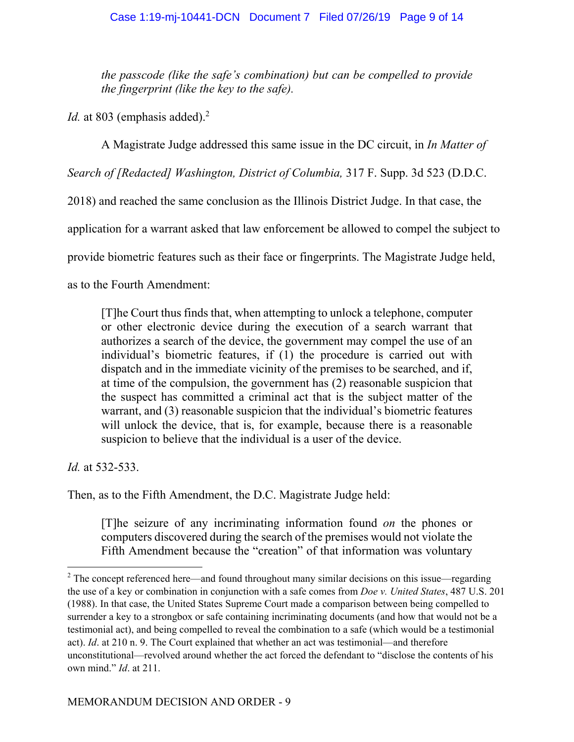> *the passcode (like the safe's combination) but can be compelled to provide the fingerprint (like the key to the safe).*

*Id.* at 803 (emphasis added).[2]

A Magistrate Judge addressed this same issue in the DC circuit, in *In Matter of Search of [Redacted] Washington, District of Columbia,* 317 F. Supp. 3d 523 (D.D.C. 2018) and reached the same conclusion as the Illinois District Judge. In that case, the application for a warrant asked that law enforcement be allowed to compel the subject to provide biometric features such as their face or fingerprints. The Magistrate Judge held, as to the Fourth Amendment:

> [T]he Court thus finds that, when attempting to unlock a telephone, computer or other electronic device during the execution of a search warrant that authorizes a search of the device, the government may compel the use of an individual's biometric features, if (1) the procedure is carried out with dispatch and in the immediate vicinity of the premises to be searched, and if, at time of the compulsion, the government has (2) reasonable suspicion that the suspect has committed a criminal act that is the subject matter of the warrant, and (3) reasonable suspicion that the individual's biometric features will unlock the device, that is, for example, because there is a reasonable suspicion to believe that the individual is a user of the device.

*Id.* at 532-533.

Then, as to the Fifth Amendment, the D.C. Magistrate Judge held:

> [T]he seizure of any incriminating information found *on* the phones or computers discovered during the search of the premises would not violate the Fifth Amendment because the "creation" of that information was voluntary

---

[2] The concept referenced here—and found throughout many similar decisions on this issue—regarding the use of a key or combination in conjunction with a safe comes from *Doe v. United States*, 487 U.S. 201 (1988). In that case, the United States Supreme Court made a comparison between being compelled to surrender a key to a strongbox or safe containing incriminating documents (and how that would not be a testimonial act), and being compelled to reveal the combination to a safe (which would be a testimonial act). *Id*. at 210 n. 9. The Court explained that whether an act was testimonial—and therefore unconstitutional—revolved around whether the act forced the defendant to "disclose the contents of his own mind." *Id*. at 211.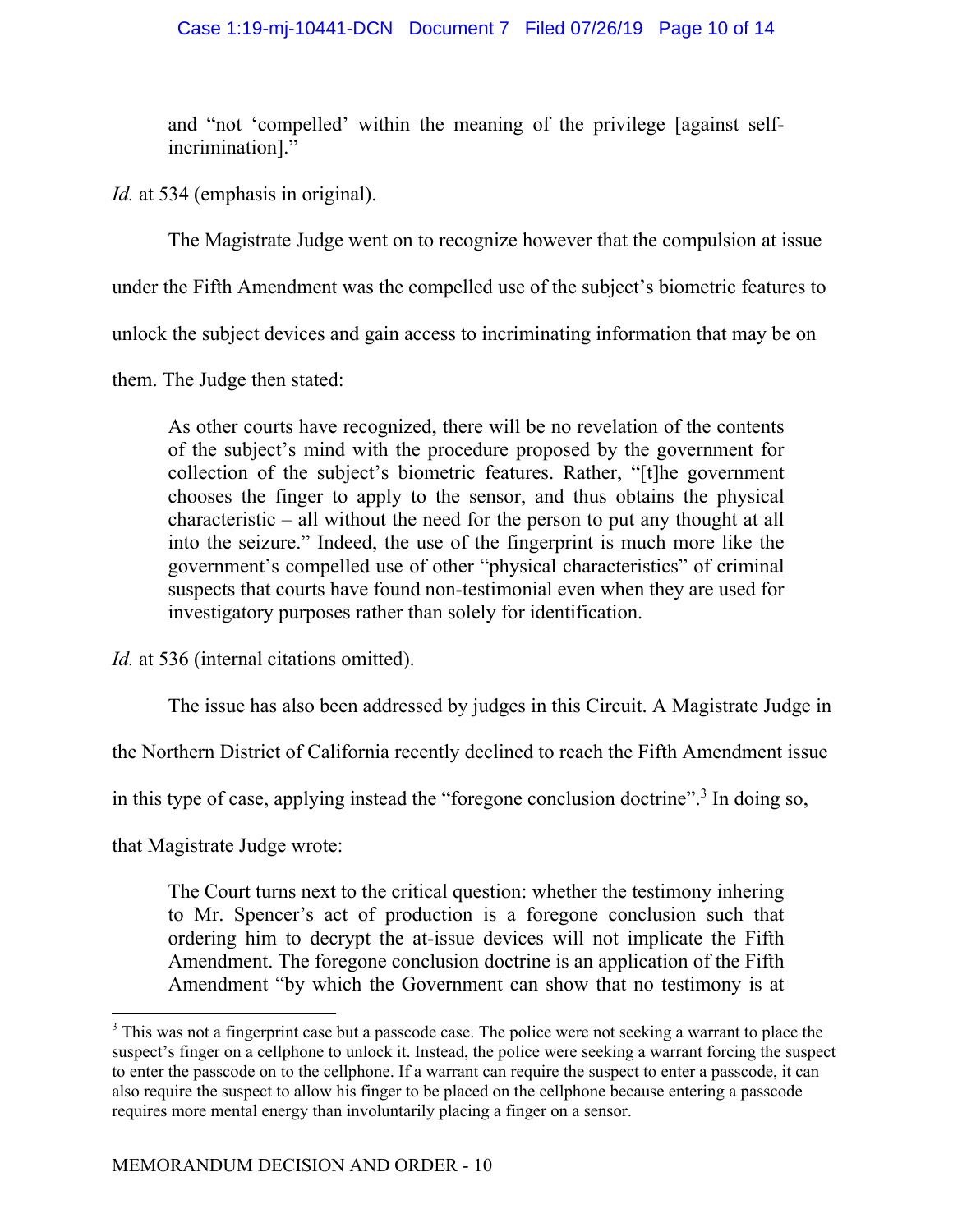> and "not 'compelled' within the meaning of the privilege [against self-incrimination]."

*Id.* at 534 (emphasis in original).

The Magistrate Judge went on to recognize however that the compulsion at issue under the Fifth Amendment was the compelled use of the subject's biometric features to unlock the subject devices and gain access to incriminating information that may be on them. The Judge then stated:

> As other courts have recognized, there will be no revelation of the contents of the subject's mind with the procedure proposed by the government for collection of the subject's biometric features. Rather, "[t]he government chooses the finger to apply to the sensor, and thus obtains the physical characteristic – all without the need for the person to put any thought at all into the seizure." Indeed, the use of the fingerprint is much more like the government's compelled use of other "physical characteristics" of criminal suspects that courts have found non-testimonial even when they are used for investigatory purposes rather than solely for identification.

*Id.* at 536 (internal citations omitted).

The issue has also been addressed by judges in this Circuit. A Magistrate Judge in the Northern District of California recently declined to reach the Fifth Amendment issue in this type of case, applying instead the "foregone conclusion doctrine".[3] In doing so, that Magistrate Judge wrote:

> The Court turns next to the critical question: whether the testimony inhering to Mr. Spencer's act of production is a foregone conclusion such that ordering him to decrypt the at-issue devices will not implicate the Fifth Amendment. The foregone conclusion doctrine is an application of the Fifth Amendment "by which the Government can show that no testimony is at

---

[3] This was not a fingerprint case but a passcode case. The police were not seeking a warrant to place the suspect's finger on a cellphone to unlock it. Instead, the police were seeking a warrant forcing the suspect to enter the passcode on to the cellphone. If a warrant can require the suspect to enter a passcode, it can also require the suspect to allow his finger to be placed on the cellphone because entering a passcode requires more mental energy than involuntarily placing a finger on a sensor.

MEMORANDUM DECISION AND ORDER - 10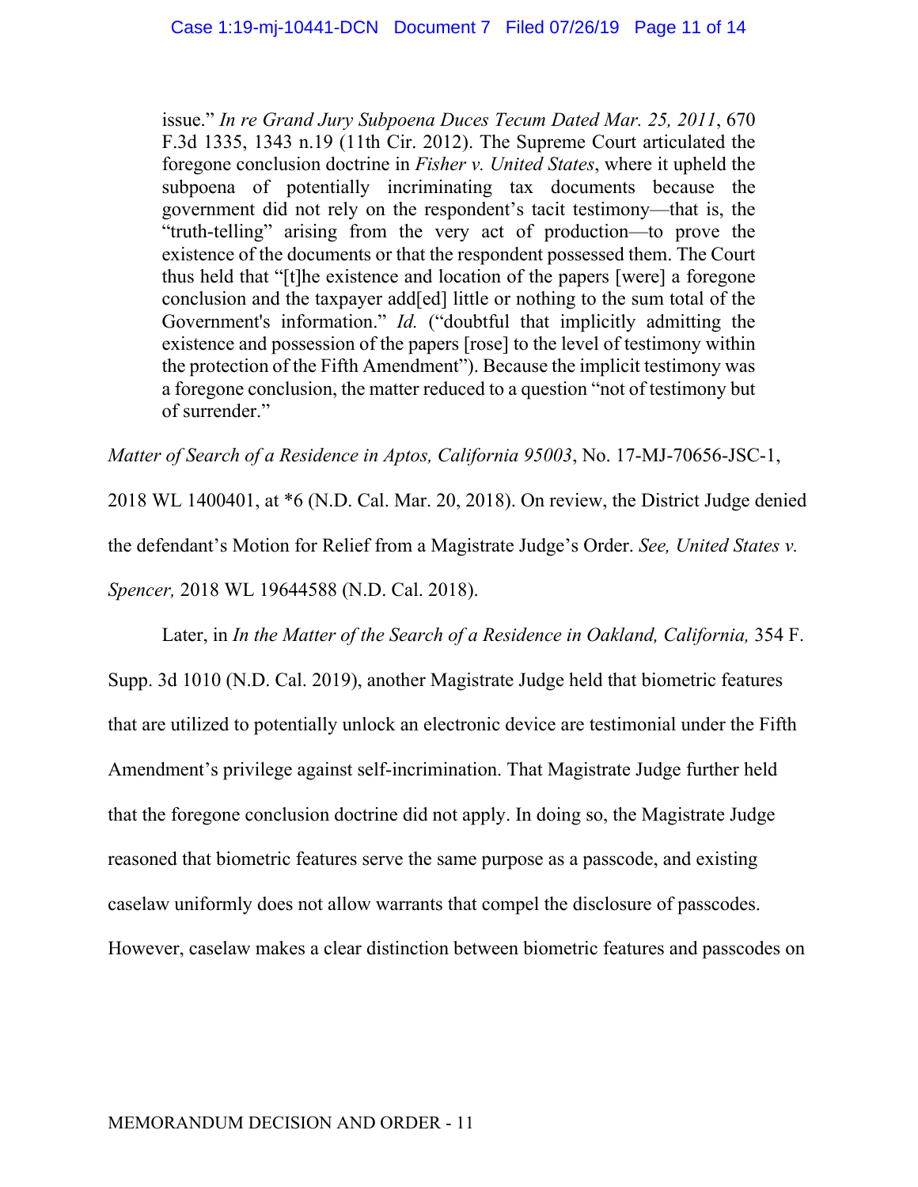> issue." *In re Grand Jury Subpoena Duces Tecum Dated Mar. 25, 2011*, 670 F.3d 1335, 1343 n.19 (11th Cir. 2012). The Supreme Court articulated the foregone conclusion doctrine in *Fisher v. United States*, where it upheld the subpoena of potentially incriminating tax documents because the government did not rely on the respondent's tacit testimony—that is, the "truth-telling" arising from the very act of production—to prove the existence of the documents or that the respondent possessed them. The Court thus held that "[t]he existence and location of the papers [were] a foregone conclusion and the taxpayer add[ed] little or nothing to the sum total of the Government's information." *Id.* ("doubtful that implicitly admitting the existence and possession of the papers [rose] to the level of testimony within the protection of the Fifth Amendment"). Because the implicit testimony was a foregone conclusion, the matter reduced to a question "not of testimony but of surrender."

*Matter of Search of a Residence in Aptos, California 95003*, No. 17-MJ-70656-JSC-1, 2018 WL 1400401, at *6 (N.D. Cal. Mar. 20, 2018). On review, the District Judge denied the defendant's Motion for Relief from a Magistrate Judge's Order. *See, United States v. Spencer,* 2018 WL 19644588 (N.D. Cal. 2018).

Later, in *In the Matter of the Search of a Residence in Oakland, California,* 354 F. Supp. 3d 1010 (N.D. Cal. 2019), another Magistrate Judge held that biometric features that are utilized to potentially unlock an electronic device are testimonial under the Fifth Amendment's privilege against self-incrimination. That Magistrate Judge further held that the foregone conclusion doctrine did not apply. In doing so, the Magistrate Judge reasoned that biometric features serve the same purpose as a passcode, and existing caselaw uniformly does not allow warrants that compel the disclosure of passcodes. However, caselaw makes a clear distinction between biometric features and passcodes on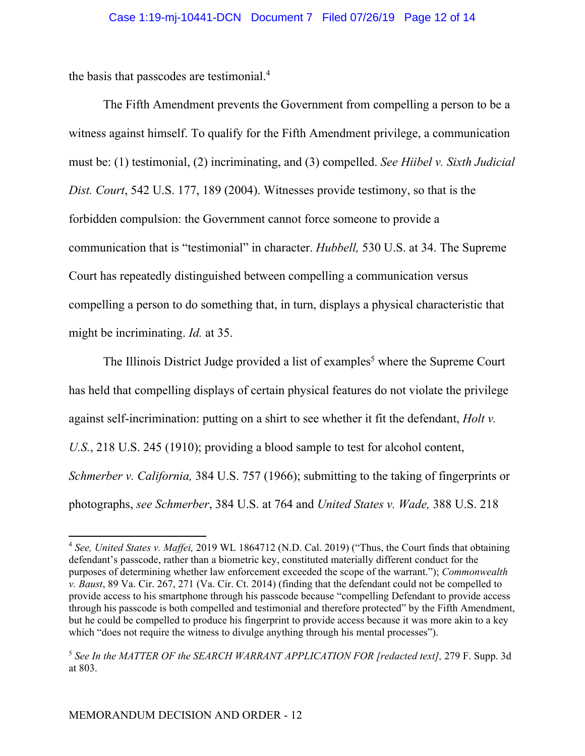the basis that passcodes are testimonial.[4]

The Fifth Amendment prevents the Government from compelling a person to be a witness against himself. To qualify for the Fifth Amendment privilege, a communication must be: (1) testimonial, (2) incriminating, and (3) compelled. *See Hiibel v. Sixth Judicial Dist. Court*, 542 U.S. 177, 189 (2004). Witnesses provide testimony, so that is the forbidden compulsion: the Government cannot force someone to provide a communication that is "testimonial" in character. *Hubbell,* 530 U.S. at 34. The Supreme Court has repeatedly distinguished between compelling a communication versus compelling a person to do something that, in turn, displays a physical characteristic that might be incriminating. *Id.* at 35.

The Illinois District Judge provided a list of examples[5] where the Supreme Court has held that compelling displays of certain physical features do not violate the privilege against self-incrimination: putting on a shirt to see whether it fit the defendant, *Holt v. U.S.*, 218 U.S. 245 (1910); providing a blood sample to test for alcohol content, *Schmerber v. California,* 384 U.S. 757 (1966); submitting to the taking of fingerprints or photographs, *see Schmerber*, 384 U.S. at 764 and *United States v. Wade,* 388 U.S. 218

---

[4] *See, United States v. Maffei,* 2019 WL 1864712 (N.D. Cal. 2019) ("Thus, the Court finds that obtaining defendant's passcode, rather than a biometric key, constituted materially different conduct for the purposes of determining whether law enforcement exceeded the scope of the warrant."); *Commonwealth v. Baust*, 89 Va. Cir. 267, 271 (Va. Cir. Ct. 2014) (finding that the defendant could not be compelled to provide access to his smartphone through his passcode because "compelling Defendant to provide access through his passcode is both compelled and testimonial and therefore protected" by the Fifth Amendment, but he could be compelled to produce his fingerprint to provide access because it was more akin to a key which "does not require the witness to divulge anything through his mental processes").

[5] *See In the MATTER OF the SEARCH WARRANT APPLICATION FOR [redacted text],* 279 F. Supp. 3d at 803.

MEMORANDUM DECISION AND ORDER - 12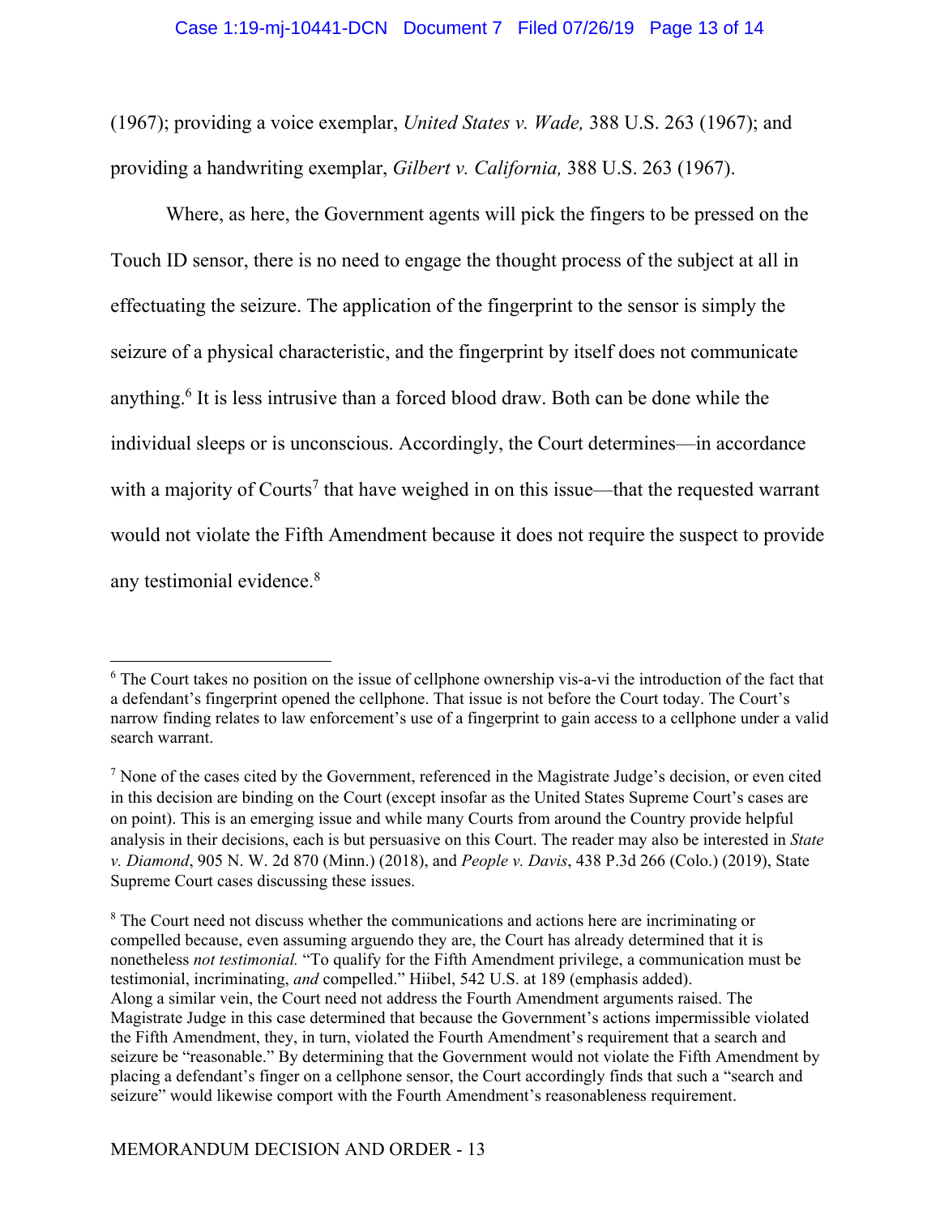(1967); providing a voice exemplar, *United States v. Wade,* 388 U.S. 263 (1967); and providing a handwriting exemplar, *Gilbert v. California,* 388 U.S. 263 (1967).

Where, as here, the Government agents will pick the fingers to be pressed on the Touch ID sensor, there is no need to engage the thought process of the subject at all in effectuating the seizure. The application of the fingerprint to the sensor is simply the seizure of a physical characteristic, and the fingerprint by itself does not communicate anything.[6] It is less intrusive than a forced blood draw. Both can be done while the individual sleeps or is unconscious. Accordingly, the Court determines—in accordance with a majority of Courts[7] that have weighed in on this issue—that the requested warrant would not violate the Fifth Amendment because it does not require the suspect to provide any testimonial evidence.[8]

---

[6] The Court takes no position on the issue of cellphone ownership vis-a-vi the introduction of the fact that a defendant's fingerprint opened the cellphone. That issue is not before the Court today. The Court's narrow finding relates to law enforcement's use of a fingerprint to gain access to a cellphone under a valid search warrant.

[7] None of the cases cited by the Government, referenced in the Magistrate Judge's decision, or even cited in this decision are binding on the Court (except insofar as the United States Supreme Court's cases are on point). This is an emerging issue and while many Courts from around the Country provide helpful analysis in their decisions, each is but persuasive on this Court. The reader may also be interested in *State v. Diamond*, 905 N. W. 2d 870 (Minn.) (2018), and *People v. Davis*, 438 P.3d 266 (Colo.) (2019), State Supreme Court cases discussing these issues.

[8] The Court need not discuss whether the communications and actions here are incriminating or compelled because, even assuming arguendo they are, the Court has already determined that it is nonetheless *not testimonial.* "To qualify for the Fifth Amendment privilege, a communication must be testimonial, incriminating, *and* compelled." Hiibel, 542 U.S. at 189 (emphasis added).
Along a similar vein, the Court need not address the Fourth Amendment arguments raised. The Magistrate Judge in this case determined that because the Government's actions impermissible violated the Fifth Amendment, they, in turn, violated the Fourth Amendment's requirement that a search and seizure be "reasonable." By determining that the Government would not violate the Fifth Amendment by placing a defendant's finger on a cellphone sensor, the Court accordingly finds that such a "search and seizure" would likewise comport with the Fourth Amendment's reasonableness requirement.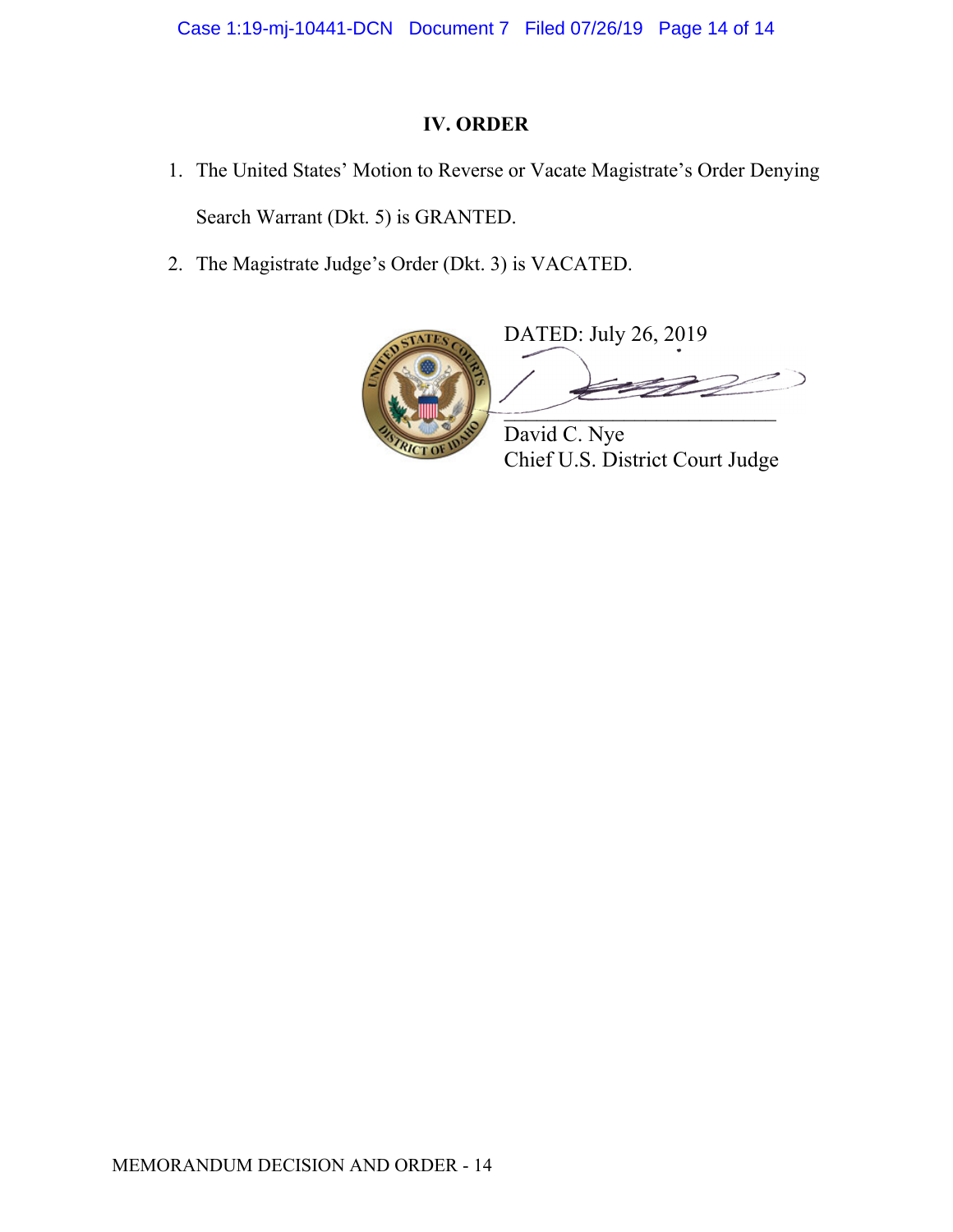## IV. ORDER

1. The United States' Motion to Reverse or Vacate Magistrate's Order Denying Search Warrant (Dkt. 5) is GRANTED.
2. The Magistrate Judge's Order (Dkt. 3) is VACATED.

DATED: July 26, 2019

David C. Nye
Chief U.S. District Court Judge